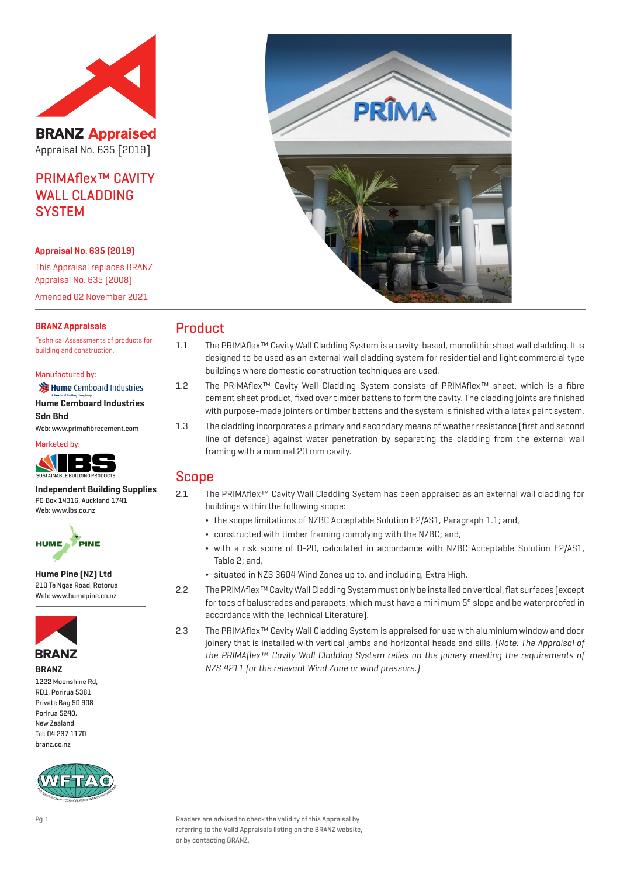# BRANZ Appraised

Appraisal No. 635 [2019]

## PRIMAflex™ CAVITY WALL CLADDING SYSTEM

**Appraisal No. 635 (2019)**

This Appraisal replaces BRANZ Appraisal No. 635 (2008)

Amended 02 November 2021

**BRANZ Appraisals**

Technical Assessments of products for building and construction.

Manufactured by:

**Hume Cemboard Industries Sdn Bhd**

Web: www.primafibrecement.com

Marketed by:

**Independent Building Supplies**

PO Box 14316, Auckland 1741

Web: www.ibs.co.nz

**Hume Pine (NZ) Ltd**

210 Te Ngae Road, Rotorua

Web: www.humepine.co.nz

**BRANZ**

1222 Moonshine Rd,
RD1, Porirua 5381
Private Bag 50 908
Porirua 5240,
New Zealand
Tel: 04 237 1170
branz.co.nz

## Product

1.1 The PRIMAflex™ Cavity Wall Cladding System is a cavity-based, monolithic sheet wall cladding. It is designed to be used as an external wall cladding system for residential and light commercial type buildings where domestic construction techniques are used.

1.2 The PRIMAflex™ Cavity Wall Cladding System consists of PRIMAflex™ sheet, which is a fibre cement sheet product, fixed over timber battens to form the cavity. The cladding joints are finished with purpose-made jointers or timber battens and the system is finished with a latex paint system.

1.3 The cladding incorporates a primary and secondary means of weather resistance (first and second line of defence) against water penetration by separating the cladding from the external wall framing with a nominal 20 mm cavity.

## Scope

2.1 The PRIMAflex™ Cavity Wall Cladding System has been appraised as an external wall cladding for buildings within the following scope:

- the scope limitations of NZBC Acceptable Solution E2/AS1, Paragraph 1.1; and,
- constructed with timber framing complying with the NZBC; and,
- with a risk score of 0-20, calculated in accordance with NZBC Acceptable Solution E2/AS1, Table 2; and,
- situated in NZS 3604 Wind Zones up to, and including, Extra High.

2.2 The PRIMAflex™ Cavity Wall Cladding System must only be installed on vertical, flat surfaces (except for tops of balustrades and parapets, which must have a minimum 5° slope and be waterproofed in accordance with the Technical Literature).

2.3 The PRIMAflex™ Cavity Wall Cladding System is appraised for use with aluminium window and door joinery that is installed with vertical jambs and horizontal heads and sills. *(Note: The Appraisal of the PRIMAflex™ Cavity Wall Cladding System relies on the joinery meeting the requirements of NZS 4211 for the relevant Wind Zone or wind pressure.)*

Readers are advised to check the validity of this Appraisal by referring to the Valid Appraisals listing on the BRANZ website, or by contacting BRANZ.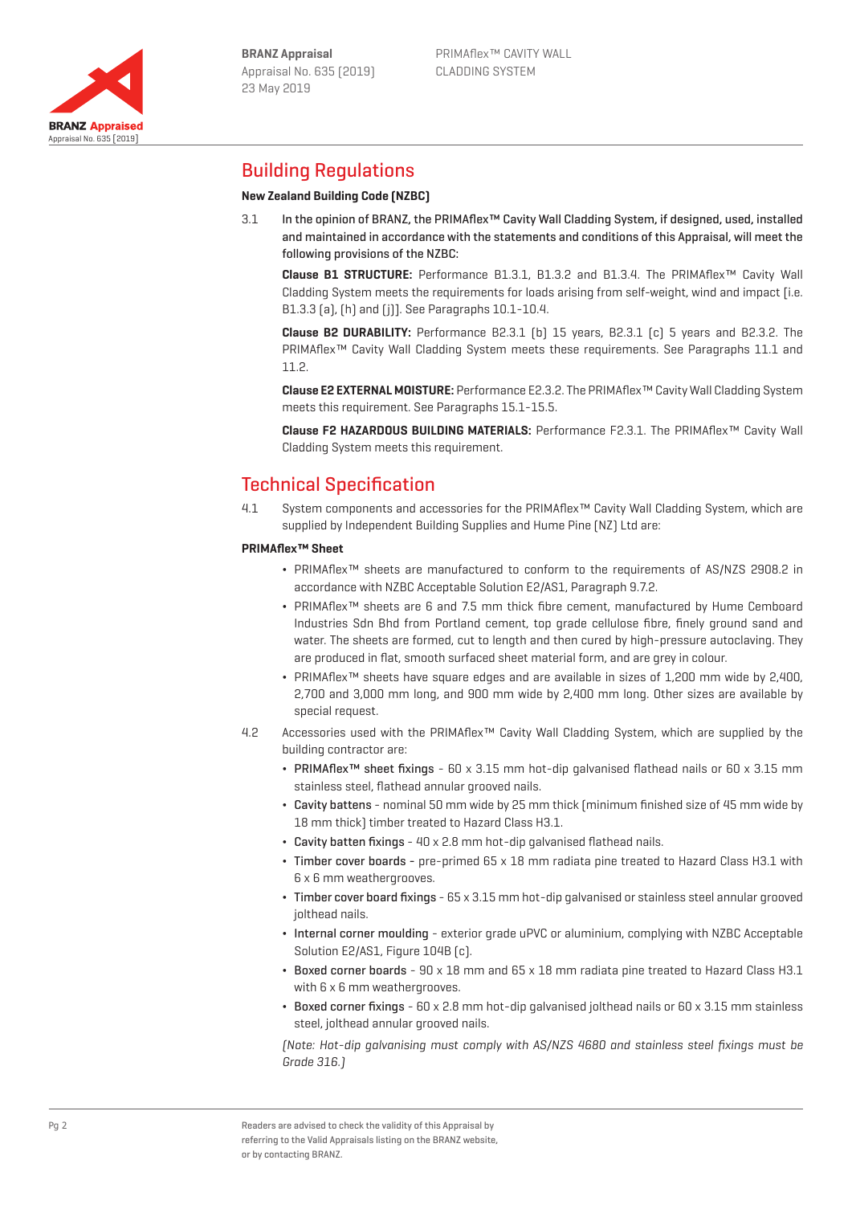## Building Regulations

### New Zealand Building Code (NZBC)

3.1 In the opinion of BRANZ, the PRIMAflex™ Cavity Wall Cladding System, if designed, used, installed and maintained in accordance with the statements and conditions of this Appraisal, will meet the following provisions of the NZBC:

**Clause B1 STRUCTURE:** Performance B1.3.1, B1.3.2 and B1.3.4. The PRIMAflex™ Cavity Wall Cladding System meets the requirements for loads arising from self-weight, wind and impact [i.e. B1.3.3 (a), (h) and (j)]. See Paragraphs 10.1-10.4.

**Clause B2 DURABILITY:** Performance B2.3.1 (b) 15 years, B2.3.1 (c) 5 years and B2.3.2. The PRIMAflex™ Cavity Wall Cladding System meets these requirements. See Paragraphs 11.1 and 11.2.

**Clause E2 EXTERNAL MOISTURE:** Performance E2.3.2. The PRIMAflex™ Cavity Wall Cladding System meets this requirement. See Paragraphs 15.1-15.5.

**Clause F2 HAZARDOUS BUILDING MATERIALS:** Performance F2.3.1. The PRIMAflex™ Cavity Wall Cladding System meets this requirement.

## Technical Specification

4.1 System components and accessories for the PRIMAflex™ Cavity Wall Cladding System, which are supplied by Independent Building Supplies and Hume Pine (NZ) Ltd are:

### PRIMAflex™ Sheet

- PRIMAflex™ sheets are manufactured to conform to the requirements of AS/NZS 2908.2 in accordance with NZBC Acceptable Solution E2/AS1, Paragraph 9.7.2.
- PRIMAflex™ sheets are 6 and 7.5 mm thick fibre cement, manufactured by Hume Cemboard Industries Sdn Bhd from Portland cement, top grade cellulose fibre, finely ground sand and water. The sheets are formed, cut to length and then cured by high-pressure autoclaving. They are produced in flat, smooth surfaced sheet material form, and are grey in colour.
- PRIMAflex™ sheets have square edges and are available in sizes of 1,200 mm wide by 2,400, 2,700 and 3,000 mm long, and 900 mm wide by 2,400 mm long. Other sizes are available by special request.

4.2 Accessories used with the PRIMAflex™ Cavity Wall Cladding System, which are supplied by the building contractor are:

- PRIMAflex™ sheet fixings - 60 x 3.15 mm hot-dip galvanised flathead nails or 60 x 3.15 mm stainless steel, flathead annular grooved nails.
- Cavity battens - nominal 50 mm wide by 25 mm thick (minimum finished size of 45 mm wide by 18 mm thick) timber treated to Hazard Class H3.1.
- Cavity batten fixings - 40 x 2.8 mm hot-dip galvanised flathead nails.
- Timber cover boards - pre-primed 65 x 18 mm radiata pine treated to Hazard Class H3.1 with 6 x 6 mm weathergrooves.
- Timber cover board fixings - 65 x 3.15 mm hot-dip galvanised or stainless steel annular grooved jolthead nails.
- Internal corner moulding - exterior grade uPVC or aluminium, complying with NZBC Acceptable Solution E2/AS1, Figure 104B (c).
- Boxed corner boards - 90 x 18 mm and 65 x 18 mm radiata pine treated to Hazard Class H3.1 with 6 x 6 mm weathergrooves.
- Boxed corner fixings - 60 x 2.8 mm hot-dip galvanised jolthead nails or 60 x 3.15 mm stainless steel, jolthead annular grooved nails.

*(Note: Hot-dip galvanising must comply with AS/NZS 4680 and stainless steel fixings must be Grade 316.)*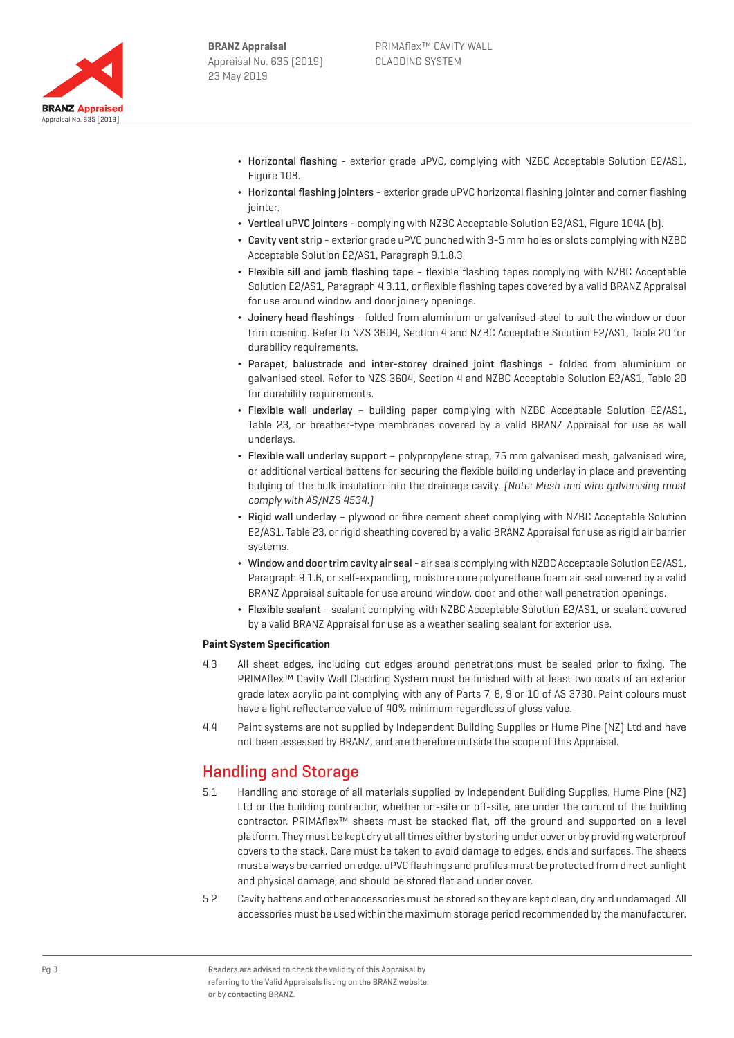- **Horizontal flashing** - exterior grade uPVC, complying with NZBC Acceptable Solution E2/AS1, Figure 108.
- **Horizontal flashing jointers** - exterior grade uPVC horizontal flashing jointer and corner flashing jointer.
- **Vertical uPVC jointers** - complying with NZBC Acceptable Solution E2/AS1, Figure 104A (b).
- **Cavity vent strip** - exterior grade uPVC punched with 3-5 mm holes or slots complying with NZBC Acceptable Solution E2/AS1, Paragraph 9.1.8.3.
- **Flexible sill and jamb flashing tape** - flexible flashing tapes complying with NZBC Acceptable Solution E2/AS1, Paragraph 4.3.11, or flexible flashing tapes covered by a valid BRANZ Appraisal for use around window and door joinery openings.
- **Joinery head flashings** - folded from aluminium or galvanised steel to suit the window or door trim opening. Refer to NZS 3604, Section 4 and NZBC Acceptable Solution E2/AS1, Table 20 for durability requirements.
- **Parapet, balustrade and inter-storey drained joint flashings** - folded from aluminium or galvanised steel. Refer to NZS 3604, Section 4 and NZBC Acceptable Solution E2/AS1, Table 20 for durability requirements.
- **Flexible wall underlay** – building paper complying with NZBC Acceptable Solution E2/AS1, Table 23, or breather-type membranes covered by a valid BRANZ Appraisal for use as wall underlays.
- **Flexible wall underlay support** – polypropylene strap, 75 mm galvanised mesh, galvanised wire, or additional vertical battens for securing the flexible building underlay in place and preventing bulging of the bulk insulation into the drainage cavity. *(Note: Mesh and wire galvanising must comply with AS/NZS 4534.)*
- **Rigid wall underlay** – plywood or fibre cement sheet complying with NZBC Acceptable Solution E2/AS1, Table 23, or rigid sheathing covered by a valid BRANZ Appraisal for use as rigid air barrier systems.
- **Window and door trim cavity air seal** - air seals complying with NZBC Acceptable Solution E2/AS1, Paragraph 9.1.6, or self-expanding, moisture cure polyurethane foam air seal covered by a valid BRANZ Appraisal suitable for use around window, door and other wall penetration openings.
- **Flexible sealant** - sealant complying with NZBC Acceptable Solution E2/AS1, or sealant covered by a valid BRANZ Appraisal for use as a weather sealing sealant for exterior use.

**Paint System Specification**

4.3 All sheet edges, including cut edges around penetrations must be sealed prior to fixing. The PRIMAflex™ Cavity Wall Cladding System must be finished with at least two coats of an exterior grade latex acrylic paint complying with any of Parts 7, 8, 9 or 10 of AS 3730. Paint colours must have a light reflectance value of 40% minimum regardless of gloss value.

4.4 Paint systems are not supplied by Independent Building Supplies or Hume Pine (NZ) Ltd and have not been assessed by BRANZ, and are therefore outside the scope of this Appraisal.

## Handling and Storage

5.1 Handling and storage of all materials supplied by Independent Building Supplies, Hume Pine (NZ) Ltd or the building contractor, whether on-site or off-site, are under the control of the building contractor. PRIMAflex™ sheets must be stacked flat, off the ground and supported on a level platform. They must be kept dry at all times either by storing under cover or by providing waterproof covers to the stack. Care must be taken to avoid damage to edges, ends and surfaces. The sheets must always be carried on edge. uPVC flashings and profiles must be protected from direct sunlight and physical damage, and should be stored flat and under cover.

5.2 Cavity battens and other accessories must be stored so they are kept clean, dry and undamaged. All accessories must be used within the maximum storage period recommended by the manufacturer.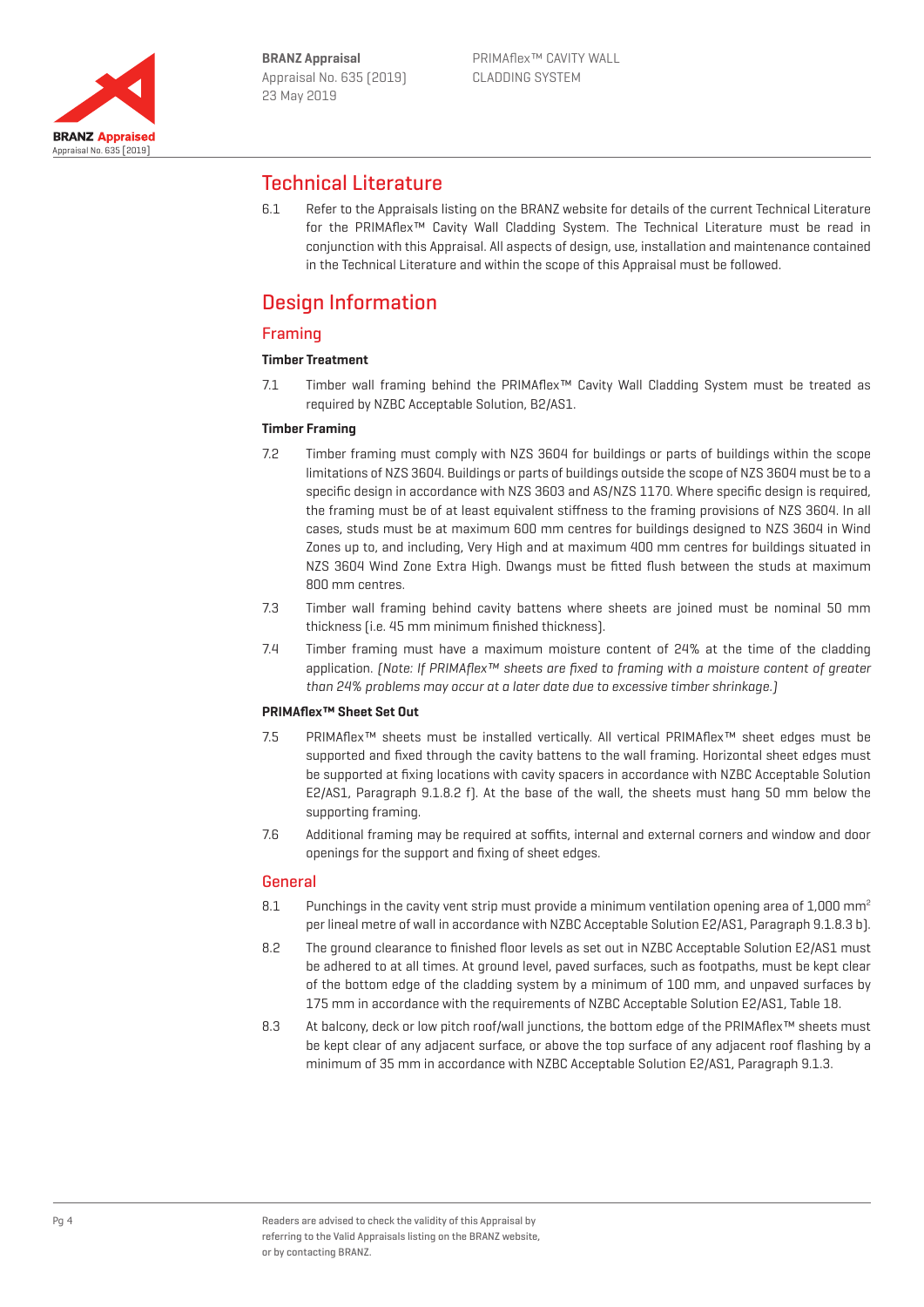## Technical Literature

6.1 Refer to the Appraisals listing on the BRANZ website for details of the current Technical Literature for the PRIMAflex™ Cavity Wall Cladding System. The Technical Literature must be read in conjunction with this Appraisal. All aspects of design, use, installation and maintenance contained in the Technical Literature and within the scope of this Appraisal must be followed.

## Design Information

### Framing

#### Timber Treatment

7.1 Timber wall framing behind the PRIMAflex™ Cavity Wall Cladding System must be treated as required by NZBC Acceptable Solution, B2/AS1.

#### Timber Framing

7.2 Timber framing must comply with NZS 3604 for buildings or parts of buildings within the scope limitations of NZS 3604. Buildings or parts of buildings outside the scope of NZS 3604 must be to a specific design in accordance with NZS 3603 and AS/NZS 1170. Where specific design is required, the framing must be of at least equivalent stiffness to the framing provisions of NZS 3604. In all cases, studs must be at maximum 600 mm centres for buildings designed to NZS 3604 in Wind Zones up to, and including, Very High and at maximum 400 mm centres for buildings situated in NZS 3604 Wind Zone Extra High. Dwangs must be fitted flush between the studs at maximum 800 mm centres.

7.3 Timber wall framing behind cavity battens where sheets are joined must be nominal 50 mm thickness (i.e. 45 mm minimum finished thickness).

7.4 Timber framing must have a maximum moisture content of 24% at the time of the cladding application. *(Note: If PRIMAflex™ sheets are fixed to framing with a moisture content of greater than 24% problems may occur at a later date due to excessive timber shrinkage.)*

#### PRIMAflex™ Sheet Set Out

7.5 PRIMAflex™ sheets must be installed vertically. All vertical PRIMAflex™ sheet edges must be supported and fixed through the cavity battens to the wall framing. Horizontal sheet edges must be supported at fixing locations with cavity spacers in accordance with NZBC Acceptable Solution E2/AS1, Paragraph 9.1.8.2 f). At the base of the wall, the sheets must hang 50 mm below the supporting framing.

7.6 Additional framing may be required at soffits, internal and external corners and window and door openings for the support and fixing of sheet edges.

### General

8.1 Punchings in the cavity vent strip must provide a minimum ventilation opening area of 1,000 $mm^2$ per lineal metre of wall in accordance with NZBC Acceptable Solution E2/AS1, Paragraph 9.1.8.3 b).

8.2 The ground clearance to finished floor levels as set out in NZBC Acceptable Solution E2/AS1 must be adhered to at all times. At ground level, paved surfaces, such as footpaths, must be kept clear of the bottom edge of the cladding system by a minimum of 100 mm, and unpaved surfaces by 175 mm in accordance with the requirements of NZBC Acceptable Solution E2/AS1, Table 18.

8.3 At balcony, deck or low pitch roof/wall junctions, the bottom edge of the PRIMAflex™ sheets must be kept clear of any adjacent surface, or above the top surface of any adjacent roof flashing by a minimum of 35 mm in accordance with NZBC Acceptable Solution E2/AS1, Paragraph 9.1.3.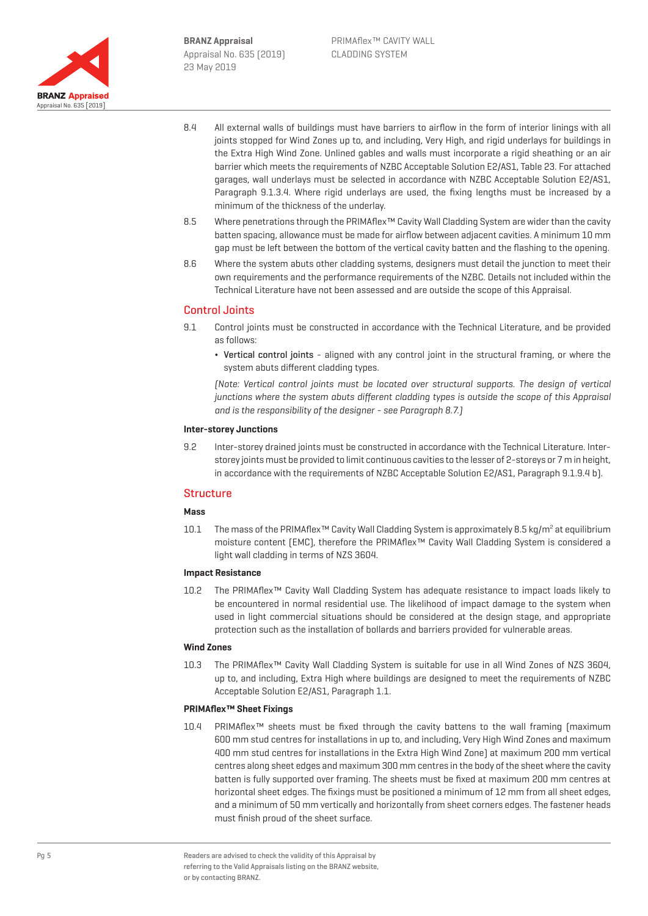8.4 All external walls of buildings must have barriers to airflow in the form of interior linings with all joints stopped for Wind Zones up to, and including, Very High, and rigid underlays for buildings in the Extra High Wind Zone. Unlined gables and walls must incorporate a rigid sheathing or an air barrier which meets the requirements of NZBC Acceptable Solution E2/AS1, Table 23. For attached garages, wall underlays must be selected in accordance with NZBC Acceptable Solution E2/AS1, Paragraph 9.1.3.4. Where rigid underlays are used, the fixing lengths must be increased by a minimum of the thickness of the underlay.

8.5 Where penetrations through the PRIMAflex™ Cavity Wall Cladding System are wider than the cavity batten spacing, allowance must be made for airflow between adjacent cavities. A minimum 10 mm gap must be left between the bottom of the vertical cavity batten and the flashing to the opening.

8.6 Where the system abuts other cladding systems, designers must detail the junction to meet their own requirements and the performance requirements of the NZBC. Details not included within the Technical Literature have not been assessed and are outside the scope of this Appraisal.

## Control Joints

9.1 Control joints must be constructed in accordance with the Technical Literature, and be provided as follows:

- **Vertical control joints** - aligned with any control joint in the structural framing, or where the system abuts different cladding types.

*(Note: Vertical control joints must be located over structural supports. The design of vertical junctions where the system abuts different cladding types is outside the scope of this Appraisal and is the responsibility of the designer - see Paragraph 8.7.)*

### Inter-storey Junctions

9.2 Inter-storey drained joints must be constructed in accordance with the Technical Literature. Inter-storey joints must be provided to limit continuous cavities to the lesser of 2-storeys or 7 m in height, in accordance with the requirements of NZBC Acceptable Solution E2/AS1, Paragraph 9.1.9.4 b).

## Structure

### Mass

10.1 The mass of the PRIMAflex™ Cavity Wall Cladding System is approximately 8.5 kg/m$^2$ at equilibrium moisture content (EMC), therefore the PRIMAflex™ Cavity Wall Cladding System is considered a light wall cladding in terms of NZS 3604.

### Impact Resistance

10.2 The PRIMAflex™ Cavity Wall Cladding System has adequate resistance to impact loads likely to be encountered in normal residential use. The likelihood of impact damage to the system when used in light commercial situations should be considered at the design stage, and appropriate protection such as the installation of bollards and barriers provided for vulnerable areas.

### Wind Zones

10.3 The PRIMAflex™ Cavity Wall Cladding System is suitable for use in all Wind Zones of NZS 3604, up to, and including, Extra High where buildings are designed to meet the requirements of NZBC Acceptable Solution E2/AS1, Paragraph 1.1.

### PRIMAflex™ Sheet Fixings

10.4 PRIMAflex™ sheets must be fixed through the cavity battens to the wall framing (maximum 600 mm stud centres for installations in up to, and including, Very High Wind Zones and maximum 400 mm stud centres for installations in the Extra High Wind Zone) at maximum 200 mm vertical centres along sheet edges and maximum 300 mm centres in the body of the sheet where the cavity batten is fully supported over framing. The sheets must be fixed at maximum 200 mm centres at horizontal sheet edges. The fixings must be positioned a minimum of 12 mm from all sheet edges, and a minimum of 50 mm vertically and horizontally from sheet corners edges. The fastener heads must finish proud of the sheet surface.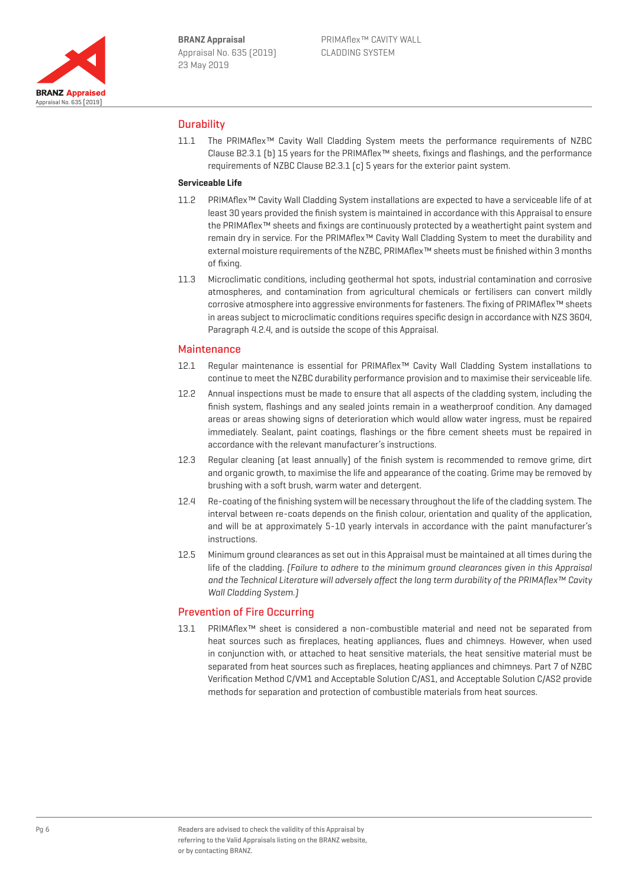## Durability

11.1 The PRIMAflex™ Cavity Wall Cladding System meets the performance requirements of NZBC Clause B2.3.1 (b) 15 years for the PRIMAflex™ sheets, fixings and flashings, and the performance requirements of NZBC Clause B2.3.1 (c) 5 years for the exterior paint system.

**Serviceable Life**

11.2 PRIMAflex™ Cavity Wall Cladding System installations are expected to have a serviceable life of at least 30 years provided the finish system is maintained in accordance with this Appraisal to ensure the PRIMAflex™ sheets and fixings are continuously protected by a weathertight paint system and remain dry in service. For the PRIMAflex™ Cavity Wall Cladding System to meet the durability and external moisture requirements of the NZBC, PRIMAflex™ sheets must be finished within 3 months of fixing.

11.3 Microclimatic conditions, including geothermal hot spots, industrial contamination and corrosive atmospheres, and contamination from agricultural chemicals or fertilisers can convert mildly corrosive atmosphere into aggressive environments for fasteners. The fixing of PRIMAflex™ sheets in areas subject to microclimatic conditions requires specific design in accordance with NZS 3604, Paragraph 4.2.4, and is outside the scope of this Appraisal.

## Maintenance

12.1 Regular maintenance is essential for PRIMAflex™ Cavity Wall Cladding System installations to continue to meet the NZBC durability performance provision and to maximise their serviceable life.

12.2 Annual inspections must be made to ensure that all aspects of the cladding system, including the finish system, flashings and any sealed joints remain in a weatherproof condition. Any damaged areas or areas showing signs of deterioration which would allow water ingress, must be repaired immediately. Sealant, paint coatings, flashings or the fibre cement sheets must be repaired in accordance with the relevant manufacturer's instructions.

12.3 Regular cleaning (at least annually) of the finish system is recommended to remove grime, dirt and organic growth, to maximise the life and appearance of the coating. Grime may be removed by brushing with a soft brush, warm water and detergent.

12.4 Re-coating of the finishing system will be necessary throughout the life of the cladding system. The interval between re-coats depends on the finish colour, orientation and quality of the application, and will be at approximately 5-10 yearly intervals in accordance with the paint manufacturer's instructions.

12.5 Minimum ground clearances as set out in this Appraisal must be maintained at all times during the life of the cladding. *(Failure to adhere to the minimum ground clearances given in this Appraisal and the Technical Literature will adversely affect the long term durability of the PRIMAflex™ Cavity Wall Cladding System.)*

## Prevention of Fire Occurring

13.1 PRIMAflex™ sheet is considered a non-combustible material and need not be separated from heat sources such as fireplaces, heating appliances, flues and chimneys. However, when used in conjunction with, or attached to heat sensitive materials, the heat sensitive material must be separated from heat sources such as fireplaces, heating appliances and chimneys. Part 7 of NZBC Verification Method C/VM1 and Acceptable Solution C/AS1, and Acceptable Solution C/AS2 provide methods for separation and protection of combustible materials from heat sources.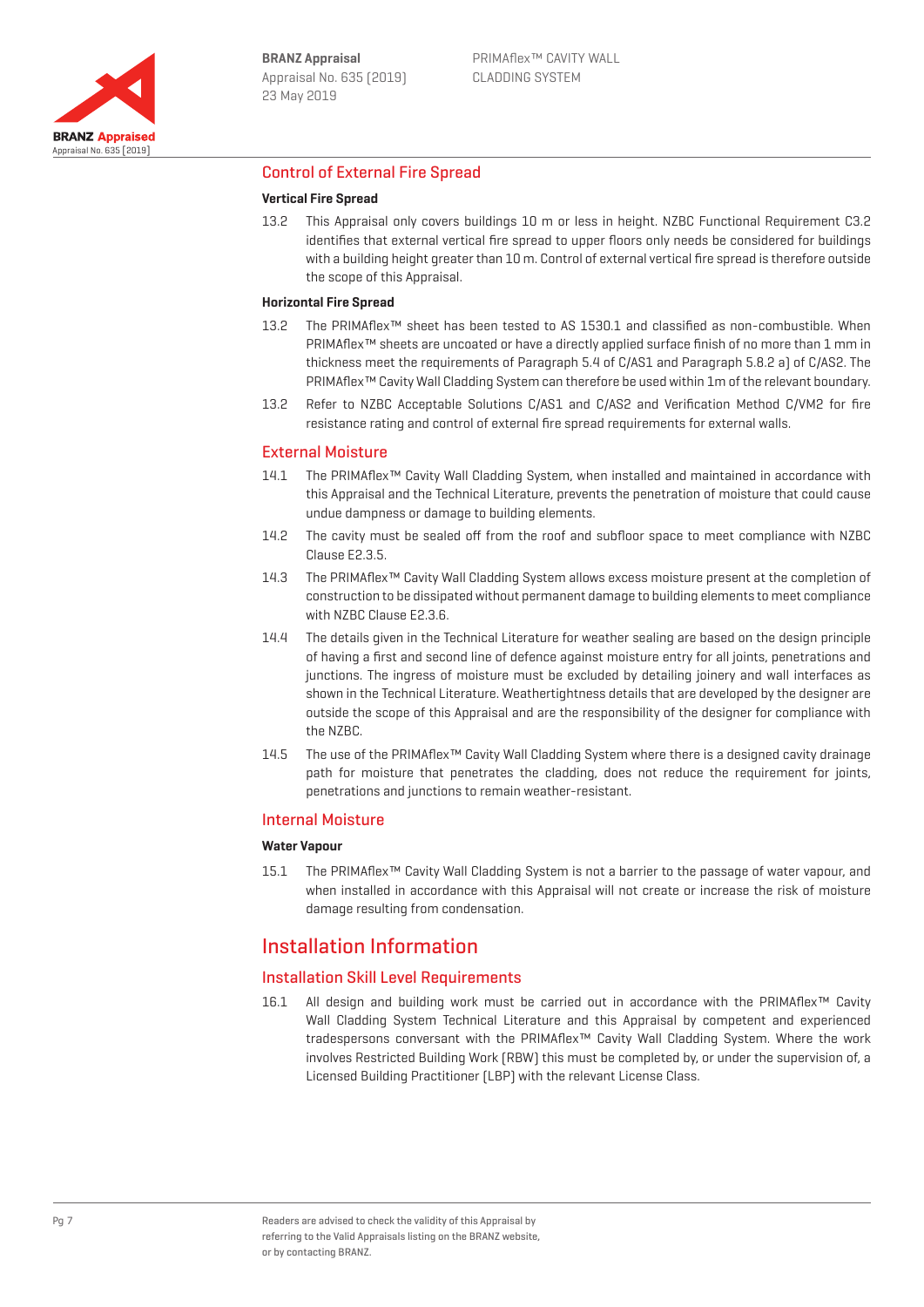## Control of External Fire Spread

### Vertical Fire Spread

13.2 This Appraisal only covers buildings 10 m or less in height. NZBC Functional Requirement C3.2 identifies that external vertical fire spread to upper floors only needs be considered for buildings with a building height greater than 10 m. Control of external vertical fire spread is therefore outside the scope of this Appraisal.

### Horizontal Fire Spread

13.2 The PRIMAflex™ sheet has been tested to AS 1530.1 and classified as non-combustible. When PRIMAflex™ sheets are uncoated or have a directly applied surface finish of no more than 1 mm in thickness meet the requirements of Paragraph 5.4 of C/AS1 and Paragraph 5.8.2 a) of C/AS2. The PRIMAflex™ Cavity Wall Cladding System can therefore be used within 1m of the relevant boundary.

13.2 Refer to NZBC Acceptable Solutions C/AS1 and C/AS2 and Verification Method C/VM2 for fire resistance rating and control of external fire spread requirements for external walls.

## External Moisture

14.1 The PRIMAflex™ Cavity Wall Cladding System, when installed and maintained in accordance with this Appraisal and the Technical Literature, prevents the penetration of moisture that could cause undue dampness or damage to building elements.

14.2 The cavity must be sealed off from the roof and subfloor space to meet compliance with NZBC Clause E2.3.5.

14.3 The PRIMAflex™ Cavity Wall Cladding System allows excess moisture present at the completion of construction to be dissipated without permanent damage to building elements to meet compliance with NZBC Clause E2.3.6.

14.4 The details given in the Technical Literature for weather sealing are based on the design principle of having a first and second line of defence against moisture entry for all joints, penetrations and junctions. The ingress of moisture must be excluded by detailing joinery and wall interfaces as shown in the Technical Literature. Weathertightness details that are developed by the designer are outside the scope of this Appraisal and are the responsibility of the designer for compliance with the NZBC.

14.5 The use of the PRIMAflex™ Cavity Wall Cladding System where there is a designed cavity drainage path for moisture that penetrates the cladding, does not reduce the requirement for joints, penetrations and junctions to remain weather-resistant.

## Internal Moisture

### Water Vapour

15.1 The PRIMAflex™ Cavity Wall Cladding System is not a barrier to the passage of water vapour, and when installed in accordance with this Appraisal will not create or increase the risk of moisture damage resulting from condensation.

# Installation Information

## Installation Skill Level Requirements

16.1 All design and building work must be carried out in accordance with the PRIMAflex™ Cavity Wall Cladding System Technical Literature and this Appraisal by competent and experienced tradespersons conversant with the PRIMAflex™ Cavity Wall Cladding System. Where the work involves Restricted Building Work (RBW) this must be completed by, or under the supervision of, a Licensed Building Practitioner (LBP) with the relevant License Class.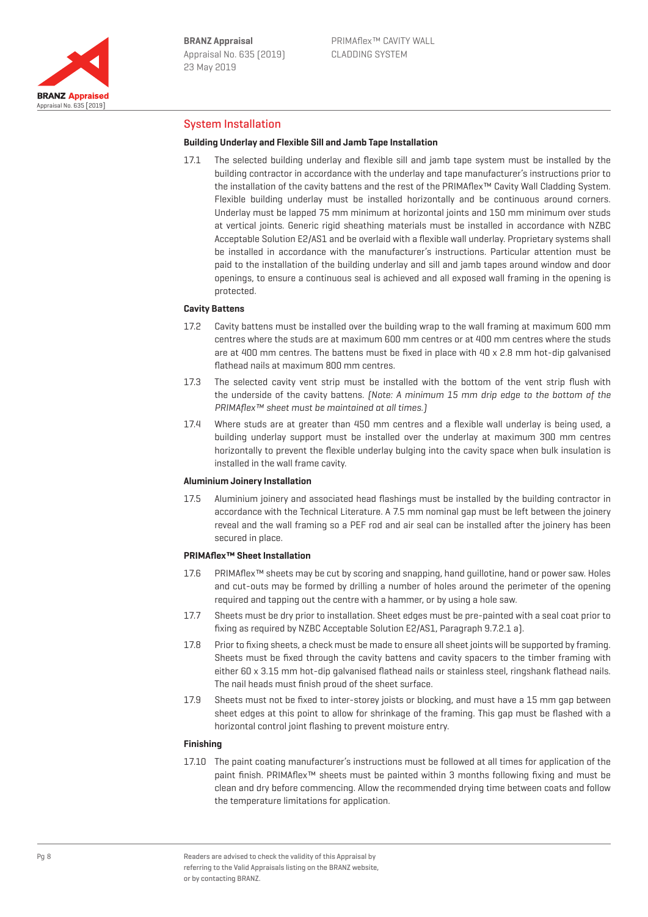## System Installation

### Building Underlay and Flexible Sill and Jamb Tape Installation

17.1 The selected building underlay and flexible sill and jamb tape system must be installed by the building contractor in accordance with the underlay and tape manufacturer's instructions prior to the installation of the cavity battens and the rest of the PRIMAflex™ Cavity Wall Cladding System. Flexible building underlay must be installed horizontally and be continuous around corners. Underlay must be lapped 75 mm minimum at horizontal joints and 150 mm minimum over studs at vertical joints. Generic rigid sheathing materials must be installed in accordance with NZBC Acceptable Solution E2/AS1 and be overlaid with a flexible wall underlay. Proprietary systems shall be installed in accordance with the manufacturer's instructions. Particular attention must be paid to the installation of the building underlay and sill and jamb tapes around window and door openings, to ensure a continuous seal is achieved and all exposed wall framing in the opening is protected.

### Cavity Battens

17.2 Cavity battens must be installed over the building wrap to the wall framing at maximum 600 mm centres where the studs are at maximum 600 mm centres or at 400 mm centres where the studs are at 400 mm centres. The battens must be fixed in place with 40 x 2.8 mm hot-dip galvanised flathead nails at maximum 800 mm centres.

17.3 The selected cavity vent strip must be installed with the bottom of the vent strip flush with the underside of the cavity battens. *(Note: A minimum 15 mm drip edge to the bottom of the PRIMAflex™ sheet must be maintained at all times.)*

17.4 Where studs are at greater than 450 mm centres and a flexible wall underlay is being used, a building underlay support must be installed over the underlay at maximum 300 mm centres horizontally to prevent the flexible underlay bulging into the cavity space when bulk insulation is installed in the wall frame cavity.

### Aluminium Joinery Installation

17.5 Aluminium joinery and associated head flashings must be installed by the building contractor in accordance with the Technical Literature. A 7.5 mm nominal gap must be left between the joinery reveal and the wall framing so a PEF rod and air seal can be installed after the joinery has been secured in place.

### PRIMAflex™ Sheet Installation

17.6 PRIMAflex™ sheets may be cut by scoring and snapping, hand guillotine, hand or power saw. Holes and cut-outs may be formed by drilling a number of holes around the perimeter of the opening required and tapping out the centre with a hammer, or by using a hole saw.

17.7 Sheets must be dry prior to installation. Sheet edges must be pre-painted with a seal coat prior to fixing as required by NZBC Acceptable Solution E2/AS1, Paragraph 9.7.2.1 a).

17.8 Prior to fixing sheets, a check must be made to ensure all sheet joints will be supported by framing. Sheets must be fixed through the cavity battens and cavity spacers to the timber framing with either 60 x 3.15 mm hot-dip galvanised flathead nails or stainless steel, ringshank flathead nails. The nail heads must finish proud of the sheet surface.

17.9 Sheets must not be fixed to inter-storey joists or blocking, and must have a 15 mm gap between sheet edges at this point to allow for shrinkage of the framing. This gap must be flashed with a horizontal control joint flashing to prevent moisture entry.

### Finishing

17.10 The paint coating manufacturer's instructions must be followed at all times for application of the paint finish. PRIMAflex™ sheets must be painted within 3 months following fixing and must be clean and dry before commencing. Allow the recommended drying time between coats and follow the temperature limitations for application.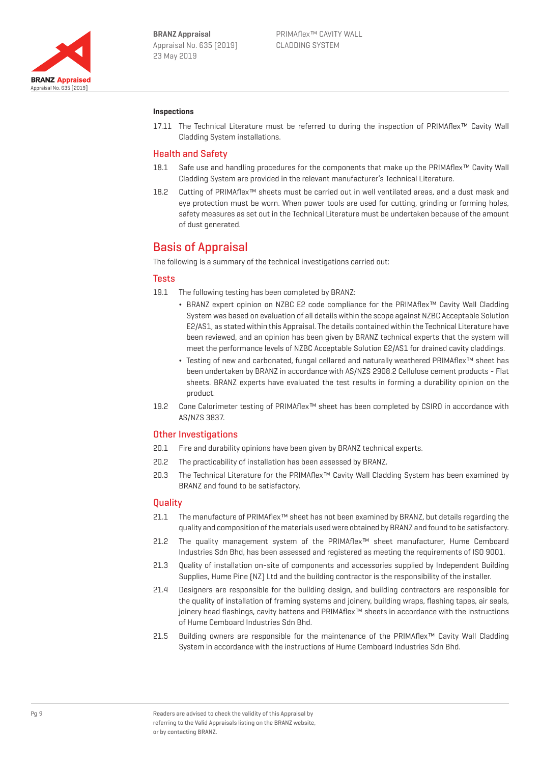#### Inspections

17.11 The Technical Literature must be referred to during the inspection of PRIMAflex™ Cavity Wall Cladding System installations.

### Health and Safety

18.1 Safe use and handling procedures for the components that make up the PRIMAflex™ Cavity Wall Cladding System are provided in the relevant manufacturer's Technical Literature.

18.2 Cutting of PRIMAflex™ sheets must be carried out in well ventilated areas, and a dust mask and eye protection must be worn. When power tools are used for cutting, grinding or forming holes, safety measures as set out in the Technical Literature must be undertaken because of the amount of dust generated.

## Basis of Appraisal

The following is a summary of the technical investigations carried out:

### Tests

19.1 The following testing has been completed by BRANZ:

- BRANZ expert opinion on NZBC E2 code compliance for the PRIMAflex™ Cavity Wall Cladding System was based on evaluation of all details within the scope against NZBC Acceptable Solution E2/AS1, as stated within this Appraisal. The details contained within the Technical Literature have been reviewed, and an opinion has been given by BRANZ technical experts that the system will meet the performance levels of NZBC Acceptable Solution E2/AS1 for drained cavity claddings.
- Testing of new and carbonated, fungal cellared and naturally weathered PRIMAflex™ sheet has been undertaken by BRANZ in accordance with AS/NZS 2908.2 Cellulose cement products - Flat sheets. BRANZ experts have evaluated the test results in forming a durability opinion on the product.

19.2 Cone Calorimeter testing of PRIMAflex™ sheet has been completed by CSIRO in accordance with AS/NZS 3837.

### Other Investigations

20.1 Fire and durability opinions have been given by BRANZ technical experts.

20.2 The practicability of installation has been assessed by BRANZ.

20.3 The Technical Literature for the PRIMAflex™ Cavity Wall Cladding System has been examined by BRANZ and found to be satisfactory.

### Quality

21.1 The manufacture of PRIMAflex™ sheet has not been examined by BRANZ, but details regarding the quality and composition of the materials used were obtained by BRANZ and found to be satisfactory.

21.2 The quality management system of the PRIMAflex™ sheet manufacturer, Hume Cemboard Industries Sdn Bhd, has been assessed and registered as meeting the requirements of ISO 9001.

21.3 Quality of installation on-site of components and accessories supplied by Independent Building Supplies, Hume Pine (NZ) Ltd and the building contractor is the responsibility of the installer.

21.4 Designers are responsible for the building design, and building contractors are responsible for the quality of installation of framing systems and joinery, building wraps, flashing tapes, air seals, joinery head flashings, cavity battens and PRIMAflex™ sheets in accordance with the instructions of Hume Cemboard Industries Sdn Bhd.

21.5 Building owners are responsible for the maintenance of the PRIMAflex™ Cavity Wall Cladding System in accordance with the instructions of Hume Cemboard Industries Sdn Bhd.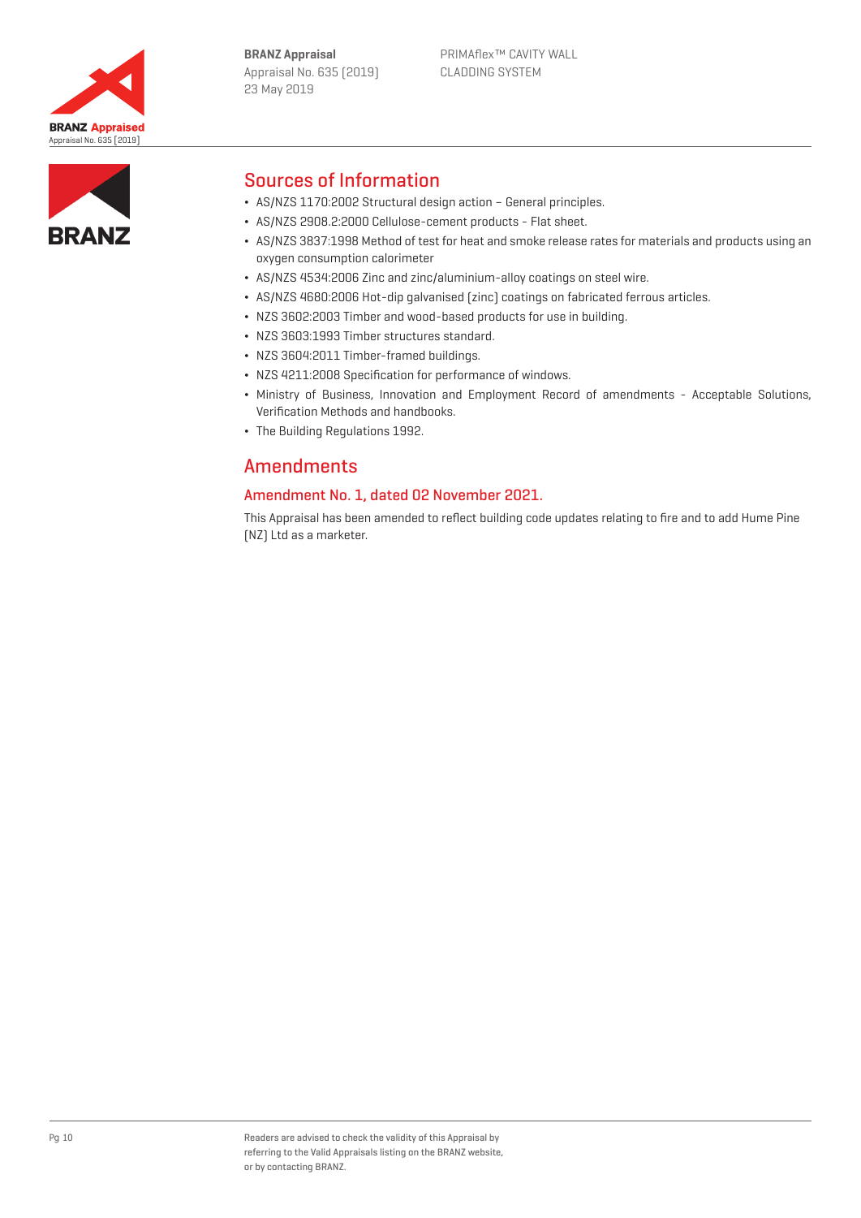## Sources of Information

- AS/NZS 1170:2002 Structural design action – General principles.
- AS/NZS 2908.2:2000 Cellulose-cement products - Flat sheet.
- AS/NZS 3837:1998 Method of test for heat and smoke release rates for materials and products using an oxygen consumption calorimeter
- AS/NZS 4534:2006 Zinc and zinc/aluminium-alloy coatings on steel wire.
- AS/NZS 4680:2006 Hot-dip galvanised (zinc) coatings on fabricated ferrous articles.
- NZS 3602:2003 Timber and wood-based products for use in building.
- NZS 3603:1993 Timber structures standard.
- NZS 3604:2011 Timber-framed buildings.
- NZS 4211:2008 Specification for performance of windows.
- Ministry of Business, Innovation and Employment Record of amendments - Acceptable Solutions, Verification Methods and handbooks.
- The Building Regulations 1992.

## Amendments

### Amendment No. 1, dated 02 November 2021.

This Appraisal has been amended to reflect building code updates relating to fire and to add Hume Pine (NZ) Ltd as a marketer.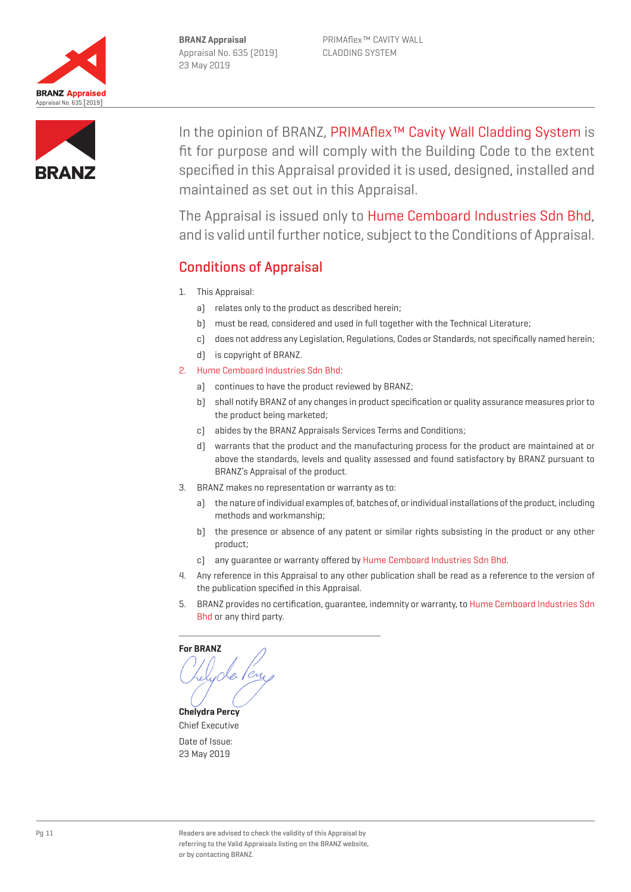In the opinion of BRANZ, PRIMAflex™ Cavity Wall Cladding System is fit for purpose and will comply with the Building Code to the extent specified in this Appraisal provided it is used, designed, installed and maintained as set out in this Appraisal.

The Appraisal is issued only to Hume Cemboard Industries Sdn Bhd, and is valid until further notice, subject to the Conditions of Appraisal.

## Conditions of Appraisal

1. This Appraisal:
   a) relates only to the product as described herein;
   b) must be read, considered and used in full together with the Technical Literature;
   c) does not address any Legislation, Regulations, Codes or Standards, not specifically named herein;
   d) is copyright of BRANZ.
2. Hume Cemboard Industries Sdn Bhd:
   a) continues to have the product reviewed by BRANZ;
   b) shall notify BRANZ of any changes in product specification or quality assurance measures prior to the product being marketed;
   c) abides by the BRANZ Appraisals Services Terms and Conditions;
   d) warrants that the product and the manufacturing process for the product are maintained at or above the standards, levels and quality assessed and found satisfactory by BRANZ pursuant to BRANZ's Appraisal of the product.
3. BRANZ makes no representation or warranty as to:
   a) the nature of individual examples of, batches of, or individual installations of the product, including methods and workmanship;
   b) the presence or absence of any patent or similar rights subsisting in the product or any other product;
   c) any guarantee or warranty offered by Hume Cemboard Industries Sdn Bhd.
4. Any reference in this Appraisal to any other publication shall be read as a reference to the version of the publication specified in this Appraisal.
5. BRANZ provides no certification, guarantee, indemnity or warranty, to Hume Cemboard Industries Sdn Bhd or any third party.

**For BRANZ**

**Chelydra Percy**
Chief Executive

Date of Issue:
23 May 2019

Readers are advised to check the validity of this Appraisal by referring to the Valid Appraisals listing on the BRANZ website, or by contacting BRANZ.